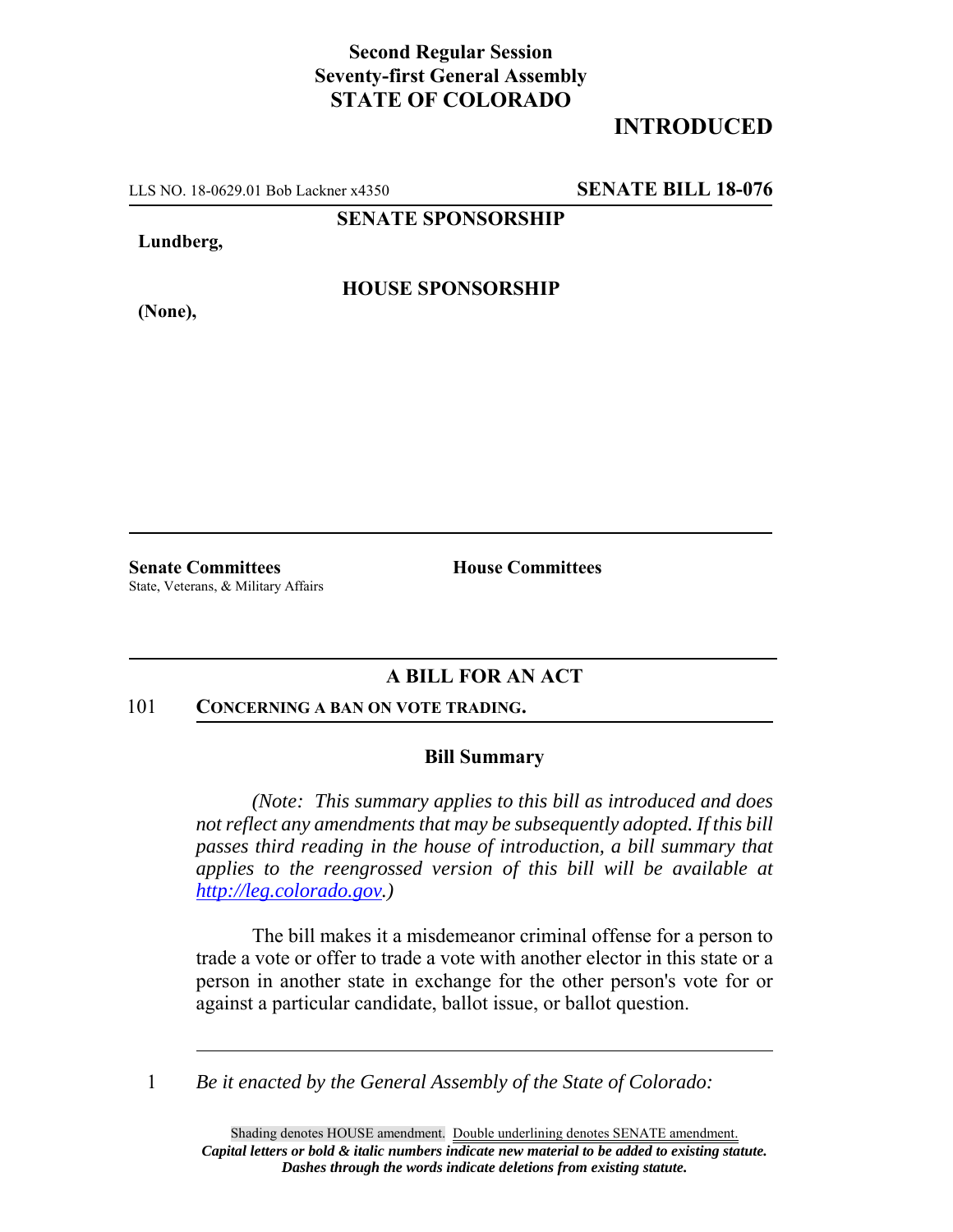**Second Regular Session**
**Seventy-first General Assembly**
**STATE OF COLORADO**

# INTRODUCED

LLS NO. 18-0629.01 Bob Lackner x4350 **SENATE BILL 18-076**

**SENATE SPONSORSHIP**

**Lundberg,**

**HOUSE SPONSORSHIP**

**(None),**

---

**Senate Committees**
State, Veterans, & Military Affairs

**House Committees**

---

## A BILL FOR AN ACT

101 **CONCERNING A BAN ON VOTE TRADING.**

### Bill Summary

*(Note: This summary applies to this bill as introduced and does not reflect any amendments that may be subsequently adopted. If this bill passes third reading in the house of introduction, a bill summary that applies to the reengrossed version of this bill will be available at [http://leg.colorado.gov](http://leg.colorado.gov).)*

The bill makes it a misdemeanor criminal offense for a person to trade a vote or offer to trade a vote with another elector in this state or a person in another state in exchange for the other person's vote for or against a particular candidate, ballot issue, or ballot question.

1 *Be it enacted by the General Assembly of the State of Colorado:*

Shading denotes HOUSE amendment. Double underlining denotes SENATE amendment.
***Capital letters or bold & italic numbers indicate new material to be added to existing statute.***
***Dashes through the words indicate deletions from existing statute.***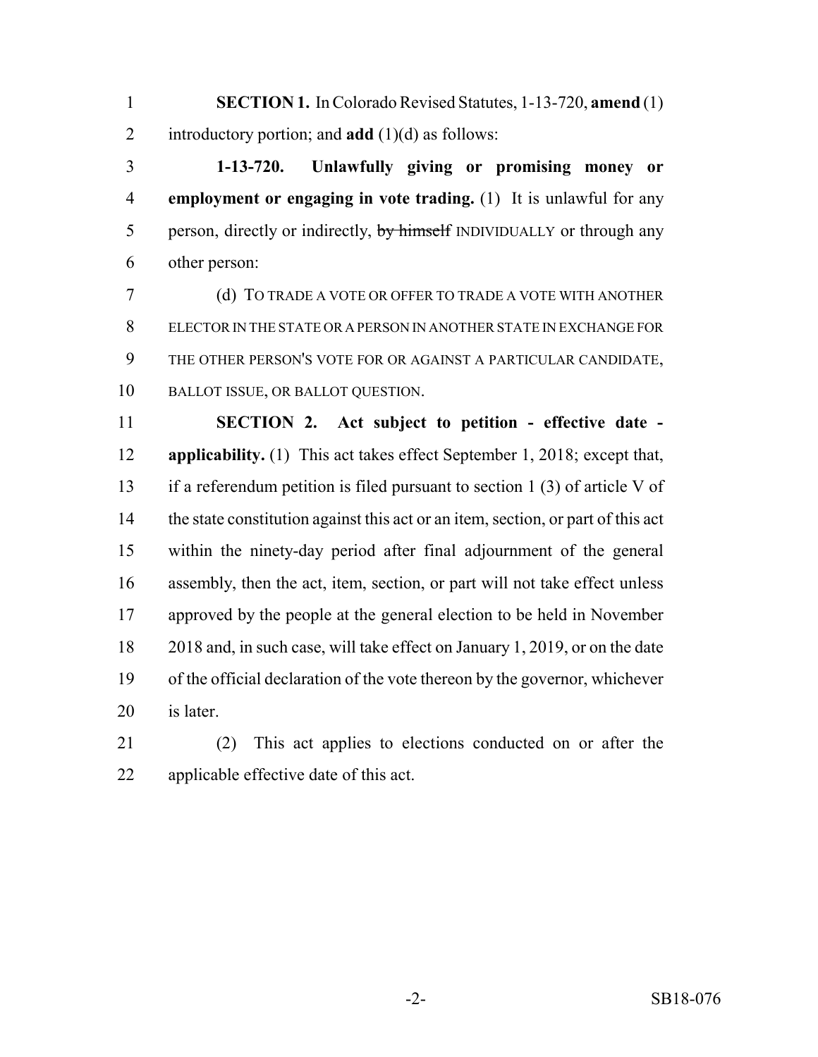**SECTION 1.** In Colorado Revised Statutes, 1-13-720, **amend** (1) introductory portion; and **add** (1)(d) as follows:

**1-13-720. Unlawfully giving or promising money or employment or engaging in vote trading.** (1) It is unlawful for any person, directly or indirectly, ~~by himself~~ INDIVIDUALLY or through any other person:

(d) TO TRADE A VOTE OR OFFER TO TRADE A VOTE WITH ANOTHER ELECTOR IN THE STATE OR A PERSON IN ANOTHER STATE IN EXCHANGE FOR THE OTHER PERSON'S VOTE FOR OR AGAINST A PARTICULAR CANDIDATE, BALLOT ISSUE, OR BALLOT QUESTION.

**SECTION 2. Act subject to petition - effective date - applicability.** (1) This act takes effect September 1, 2018; except that, if a referendum petition is filed pursuant to section 1 (3) of article V of the state constitution against this act or an item, section, or part of this act within the ninety-day period after final adjournment of the general assembly, then the act, item, section, or part will not take effect unless approved by the people at the general election to be held in November 2018 and, in such case, will take effect on January 1, 2019, or on the date of the official declaration of the vote thereon by the governor, whichever is later.

(2) This act applies to elections conducted on or after the applicable effective date of this act.